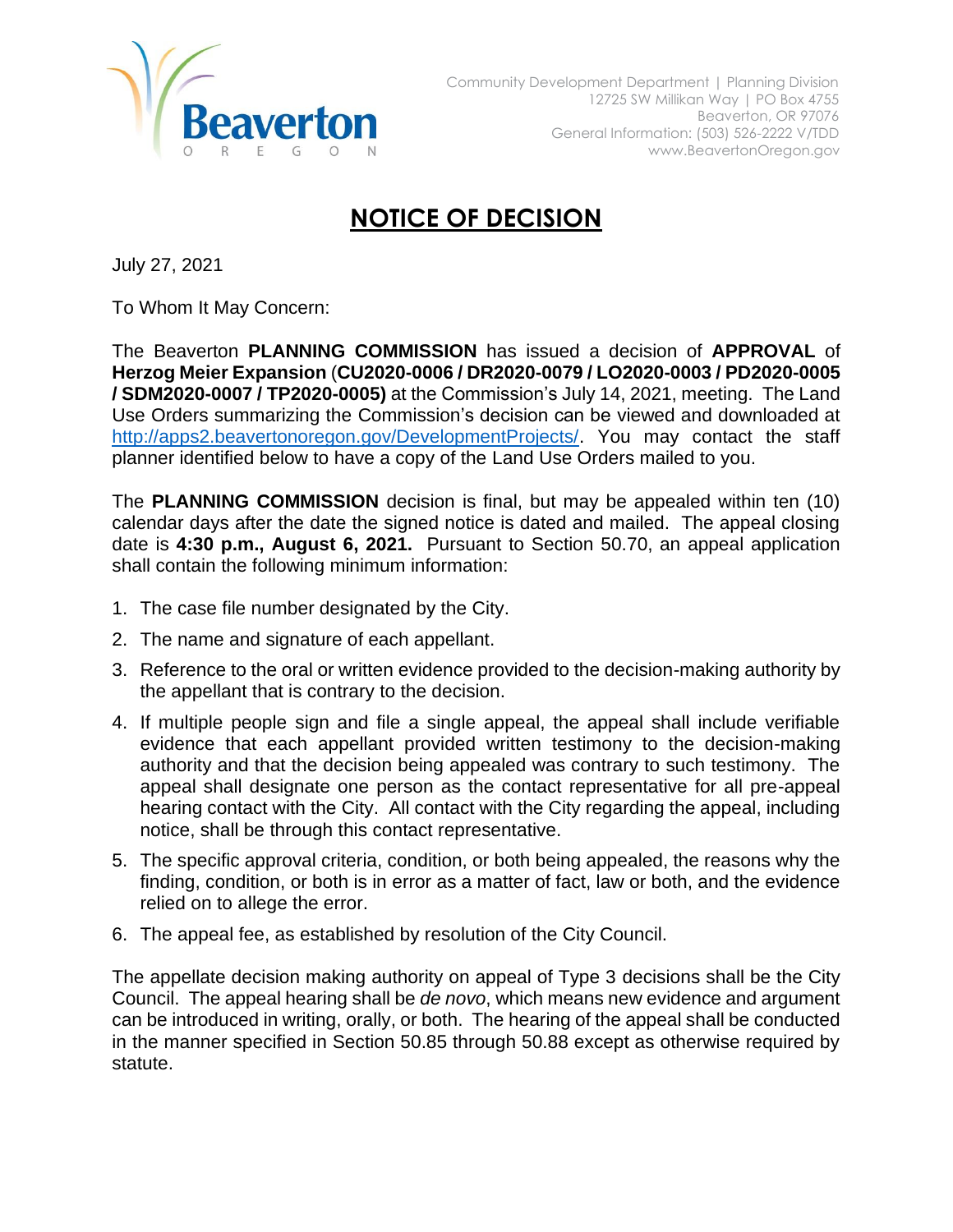Beaverton
O R E G O N

Community Development Department | Planning Division
12725 SW Millikan Way | PO Box 4755
Beaverton, OR 97076
General Information: (503) 526-2222 V/TDD
www.BeavertonOregon.gov

# NOTICE OF DECISION

July 27, 2021

To Whom It May Concern:

The Beaverton **PLANNING COMMISSION** has issued a decision of **APPROVAL** of **Herzog Meier Expansion** (**CU2020-0006 / DR2020-0079 / LO2020-0003 / PD2020-0005 / SDM2020-0007 / TP2020-0005)** at the Commission's July 14, 2021, meeting. The Land Use Orders summarizing the Commission's decision can be viewed and downloaded at http://apps2.beavertonoregon.gov/DevelopmentProjects/. You may contact the staff planner identified below to have a copy of the Land Use Orders mailed to you.

The **PLANNING COMMISSION** decision is final, but may be appealed within ten (10) calendar days after the date the signed notice is dated and mailed. The appeal closing date is **4:30 p.m., August 6, 2021.** Pursuant to Section 50.70, an appeal application shall contain the following minimum information:

1. The case file number designated by the City.
2. The name and signature of each appellant.
3. Reference to the oral or written evidence provided to the decision-making authority by the appellant that is contrary to the decision.
4. If multiple people sign and file a single appeal, the appeal shall include verifiable evidence that each appellant provided written testimony to the decision-making authority and that the decision being appealed was contrary to such testimony. The appeal shall designate one person as the contact representative for all pre-appeal hearing contact with the City. All contact with the City regarding the appeal, including notice, shall be through this contact representative.
5. The specific approval criteria, condition, or both being appealed, the reasons why the finding, condition, or both is in error as a matter of fact, law or both, and the evidence relied on to allege the error.
6. The appeal fee, as established by resolution of the City Council.

The appellate decision making authority on appeal of Type 3 decisions shall be the City Council. The appeal hearing shall be *de novo*, which means new evidence and argument can be introduced in writing, orally, or both. The hearing of the appeal shall be conducted in the manner specified in Section 50.85 through 50.88 except as otherwise required by statute.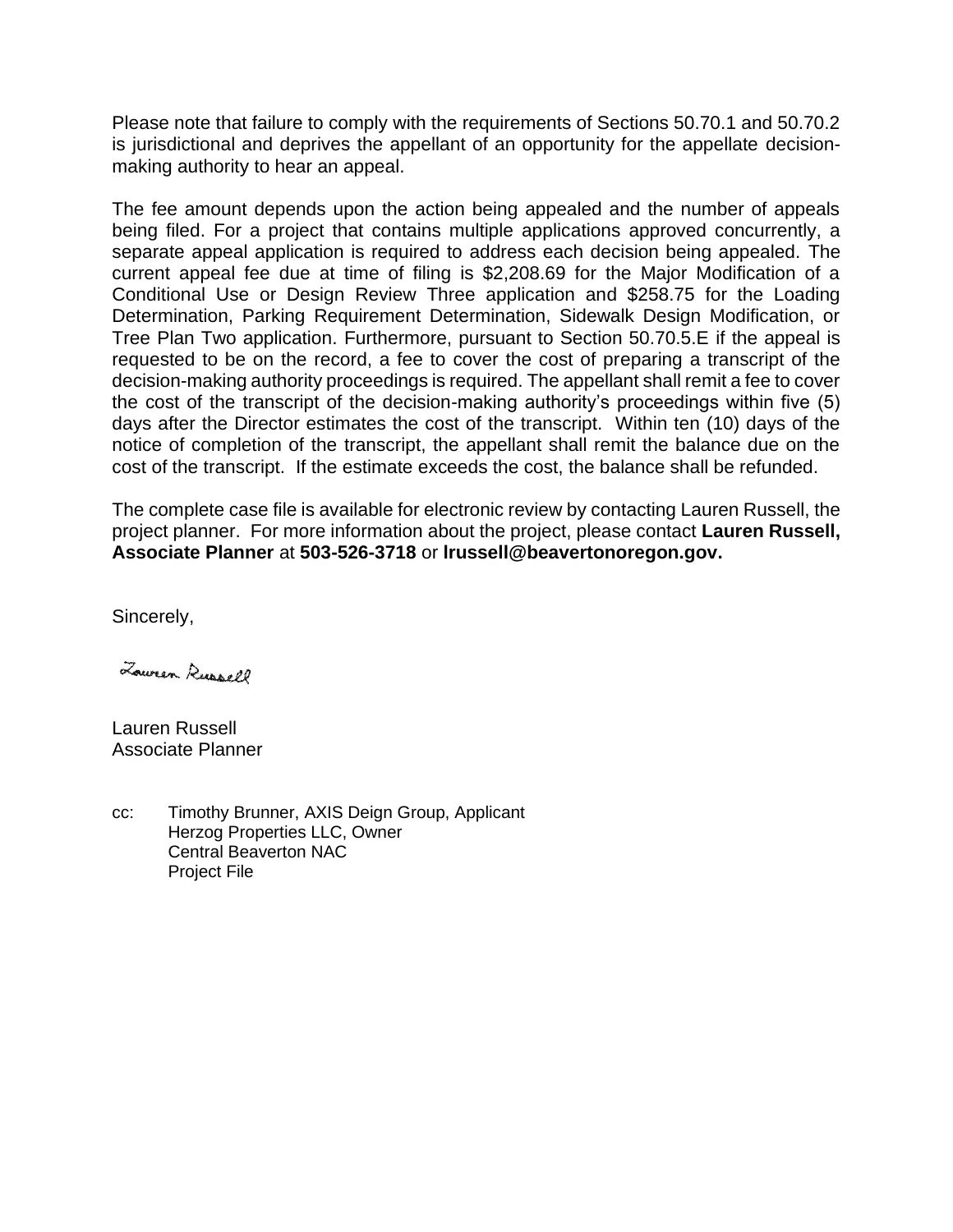Please note that failure to comply with the requirements of Sections 50.70.1 and 50.70.2 is jurisdictional and deprives the appellant of an opportunity for the appellate decision-making authority to hear an appeal.

The fee amount depends upon the action being appealed and the number of appeals being filed. For a project that contains multiple applications approved concurrently, a separate appeal application is required to address each decision being appealed. The current appeal fee due at time of filing is $2,208.69 for the Major Modification of a Conditional Use or Design Review Three application and $258.75 for the Loading Determination, Parking Requirement Determination, Sidewalk Design Modification, or Tree Plan Two application. Furthermore, pursuant to Section 50.70.5.E if the appeal is requested to be on the record, a fee to cover the cost of preparing a transcript of the decision-making authority proceedings is required. The appellant shall remit a fee to cover the cost of the transcript of the decision-making authority's proceedings within five (5) days after the Director estimates the cost of the transcript. Within ten (10) days of the notice of completion of the transcript, the appellant shall remit the balance due on the cost of the transcript. If the estimate exceeds the cost, the balance shall be refunded.

The complete case file is available for electronic review by contacting Lauren Russell, the project planner. For more information about the project, please contact **Lauren Russell, Associate Planner** at **503-526-3718** or **lrussell@beavertonoregon.gov.**

Sincerely,

Lauren Russell

Lauren Russell
Associate Planner

cc: Timothy Brunner, AXIS Deign Group, Applicant
Herzog Properties LLC, Owner
Central Beaverton NAC
Project File